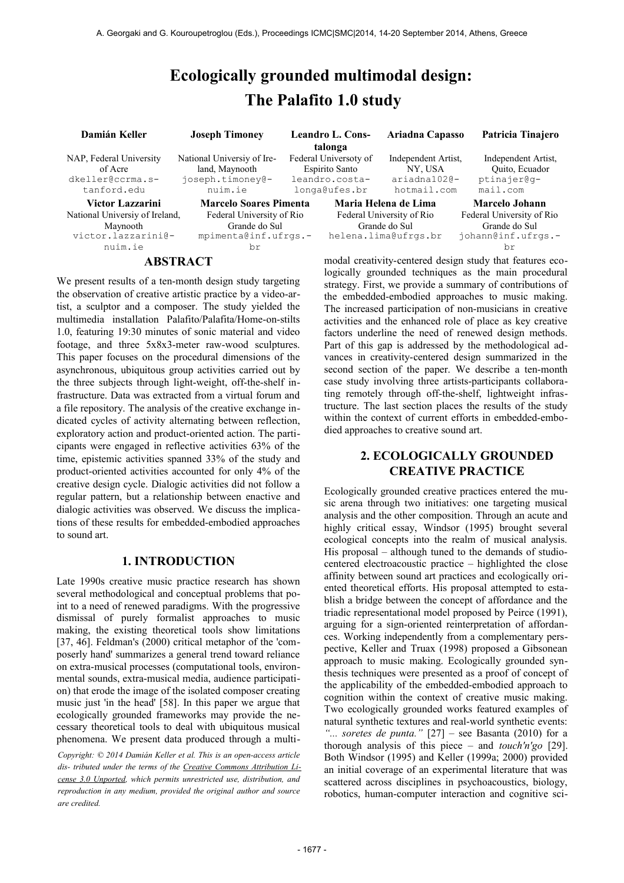# Ecologically grounded multimodal design: The Palafito 1.0 study

**Damián Keller**
NAP, Federal University of Acre
dkeller@ccrma.stanford.edu

**Joseph Timoney**
National Universiy of Ireland, Maynooth
joseph.timoney@nuim.ie

**Leandro L. Costalonga**
Federal Universoty of Espirito Santo
leandro.costalonga@ufes.br

**Ariadna Capasso**
Independent Artist, NY, USA
ariadna102@hotmail.com

**Patricia Tinajero**
Independent Artist, Quito, Ecuador
ptinajer@gmail.com

**Victor Lazzarini**
National Universiy of Ireland, Maynooth
victor.lazzarini@nuim.ie

**Marcelo Soares Pimenta**
Federal University of Rio Grande do Sul
mpimenta@inf.ufrgs.br

**Maria Helena de Lima**
Federal University of Rio Grande do Sul
helena.lima@ufrgs.br

**Marcelo Johann**
Federal University of Rio Grande do Sul
johann@inf.ufrgs.br

## ABSTRACT

We present results of a ten-month design study targeting the observation of creative artistic practice by a video-artist, a sculptor and a composer. The study yielded the multimedia installation Palafito/Palafita/Home-on-stilts 1.0, featuring 19:30 minutes of sonic material and video footage, and three 5x8x3-meter raw-wood sculptures. This paper focuses on the procedural dimensions of the asynchronous, ubiquitous group activities carried out by the three subjects through light-weight, off-the-shelf infrastructure. Data was extracted from a virtual forum and a file repository. The analysis of the creative exchange indicated cycles of activity alternating between reflection, exploratory action and product-oriented action. The participants were engaged in reflective activities 63% of the time, epistemic activities spanned 33% of the study and product-oriented activities accounted for only 4% of the creative design cycle. Dialogic activities did not follow a regular pattern, but a relationship between enactive and dialogic activities was observed. We discuss the implications of these results for embedded-embodied approaches to sound art.

## 1. INTRODUCTION

Late 1990s creative music practice research has shown several methodological and conceptual problems that point to a need of renewed paradigms. With the progressive dismissal of purely formalist approaches to music making, the existing theoretical tools show limitations [37, 46]. Feldman's (2000) critical metaphor of the 'composerly hand' summarizes a general trend toward reliance on extra-musical processes (computational tools, environmental sounds, extra-musical media, audience participation) that erode the image of the isolated composer creating music just 'in the head' [58]. In this paper we argue that ecologically grounded frameworks may provide the necessary theoretical tools to deal with ubiquitous musical phenomena. We present data produced through a multimodal creativity-centered design study that features ecologically grounded techniques as the main procedural strategy. First, we provide a summary of contributions of the embedded-embodied approaches to music making. The increased participation of non-musicians in creative activities and the enhanced role of place as key creative factors underline the need of renewed design methods. Part of this gap is addressed by the methodological advances in creativity-centered design summarized in the second section of the paper. We describe a ten-month case study involving three artists-participants collaborating remotely through off-the-shelf, lightweight infrastructure. The last section places the results of the study within the context of current efforts in embedded-embodied approaches to creative sound art.

*Copyright: © 2014 Damián Keller et al. This is an open-access article distributed under the terms of the Creative Commons Attribution License 3.0 Unported, which permits unrestricted use, distribution, and reproduction in any medium, provided the original author and source are credited.*

## 2. ECOLOGICALLY GROUNDED CREATIVE PRACTICE

Ecologically grounded creative practices entered the music arena through two initiatives: one targeting musical analysis and the other composition. Through an acute and highly critical essay, Windsor (1995) brought several ecological concepts into the realm of musical analysis. His proposal – although tuned to the demands of studio-centered electroacoustic practice – highlighted the close affinity between sound art practices and ecologically oriented theoretical efforts. His proposal attempted to establish a bridge between the concept of affordance and the triadic representational model proposed by Peirce (1991), arguing for a sign-oriented reinterpretation of affordances. Working independently from a complementary perspective, Keller and Truax (1998) proposed a Gibsonean approach to music making. Ecologically grounded synthesis techniques were presented as a proof of concept of the applicability of the embedded-embodied approach to cognition within the context of creative music making. Two ecologically grounded works featured examples of natural synthetic textures and real-world synthetic events: *"... soretes de punta."* [27] – see Basanta (2010) for a thorough analysis of this piece – and *touch'n'go* [29]. Both Windsor (1995) and Keller (1999a; 2000) provided an initial coverage of an experimental literature that was scattered across disciplines in psychoacoustics, biology, robotics, human-computer interaction and cognitive sci-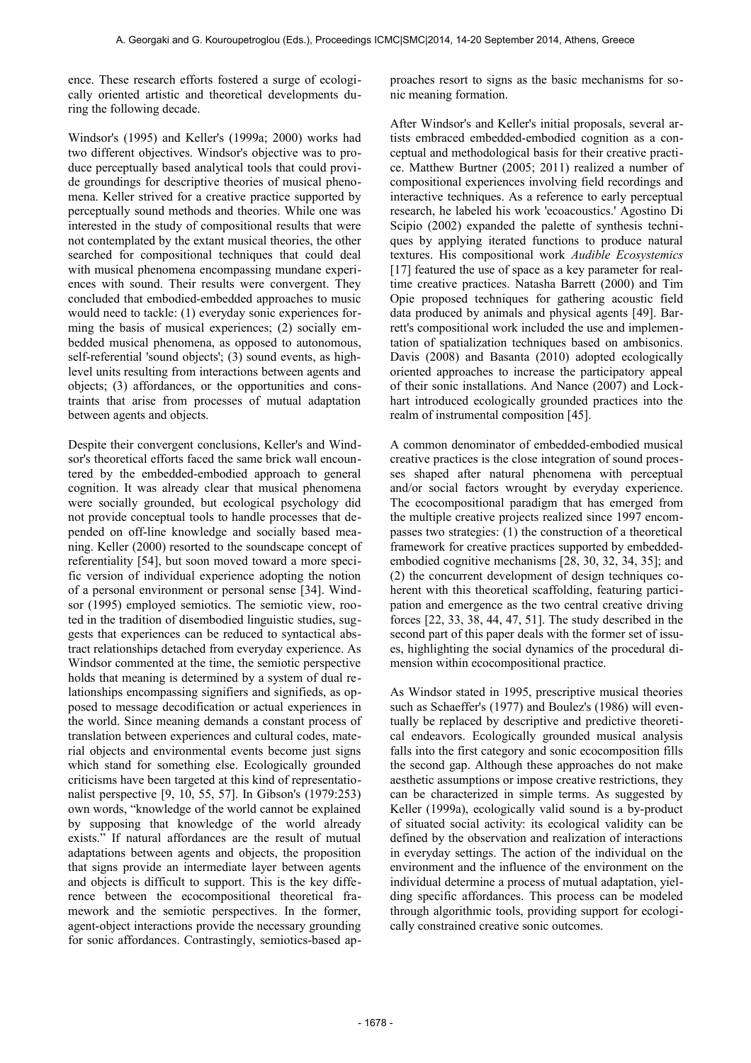ence. These research efforts fostered a surge of ecologically oriented artistic and theoretical developments during the following decade.

Windsor's (1995) and Keller's (1999a; 2000) works had two different objectives. Windsor's objective was to produce perceptually based analytical tools that could provide groundings for descriptive theories of musical phenomena. Keller strived for a creative practice supported by perceptually sound methods and theories. While one was interested in the study of compositional results that were not contemplated by the extant musical theories, the other searched for compositional techniques that could deal with musical phenomena encompassing mundane experiences with sound. Their results were convergent. They concluded that embodied-embedded approaches to music would need to tackle: (1) everyday sonic experiences forming the basis of musical experiences; (2) socially embedded musical phenomena, as opposed to autonomous, self-referential 'sound objects'; (3) sound events, as high-level units resulting from interactions between agents and objects; (3) affordances, or the opportunities and constraints that arise from processes of mutual adaptation between agents and objects.

Despite their convergent conclusions, Keller's and Windsor's theoretical efforts faced the same brick wall encountered by the embedded-embodied approach to general cognition. It was already clear that musical phenomena were socially grounded, but ecological psychology did not provide conceptual tools to handle processes that depended on off-line knowledge and socially based meaning. Keller (2000) resorted to the soundscape concept of referentiality [54], but soon moved toward a more specific version of individual experience adopting the notion of a personal environment or personal sense [34]. Windsor (1995) employed semiotics. The semiotic view, rooted in the tradition of disembodied linguistic studies, suggests that experiences can be reduced to syntactical abstract relationships detached from everyday experience. As Windsor commented at the time, the semiotic perspective holds that meaning is determined by a system of dual relationships encompassing signifiers and signifieds, as opposed to message decodification or actual experiences in the world. Since meaning demands a constant process of translation between experiences and cultural codes, material objects and environmental events become just signs which stand for something else. Ecologically grounded criticisms have been targeted at this kind of representationalist perspective [9, 10, 55, 57]. In Gibson's (1979:253) own words, "knowledge of the world cannot be explained by supposing that knowledge of the world already exists." If natural affordances are the result of mutual adaptations between agents and objects, the proposition that signs provide an intermediate layer between agents and objects is difficult to support. This is the key difference between the ecocompositional theoretical framework and the semiotic perspectives. In the former, agent-object interactions provide the necessary grounding for sonic affordances. Contrastingly, semiotics-based approaches resort to signs as the basic mechanisms for sonic meaning formation.

After Windsor's and Keller's initial proposals, several artists embraced embedded-embodied cognition as a conceptual and methodological basis for their creative practice. Matthew Burtner (2005; 2011) realized a number of compositional experiences involving field recordings and interactive techniques. As a reference to early perceptual research, he labeled his work 'ecoacoustics.' Agostino Di Scipio (2002) expanded the palette of synthesis techniques by applying iterated functions to produce natural textures. His compositional work *Audible Ecosystemics* [17] featured the use of space as a key parameter for real-time creative practices. Natasha Barrett (2000) and Tim Opie proposed techniques for gathering acoustic field data produced by animals and physical agents [49]. Barrett's compositional work included the use and implementation of spatialization techniques based on ambisonics. Davis (2008) and Basanta (2010) adopted ecologically oriented approaches to increase the participatory appeal of their sonic installations. And Nance (2007) and Lockhart introduced ecologically grounded practices into the realm of instrumental composition [45].

A common denominator of embedded-embodied musical creative practices is the close integration of sound processes shaped after natural phenomena with perceptual and/or social factors wrought by everyday experience. The ecocompositional paradigm that has emerged from the multiple creative projects realized since 1997 encompasses two strategies: (1) the construction of a theoretical framework for creative practices supported by embedded-embodied cognitive mechanisms [28, 30, 32, 34, 35]; and (2) the concurrent development of design techniques coherent with this theoretical scaffolding, featuring participation and emergence as the two central creative driving forces [22, 33, 38, 44, 47, 51]. The study described in the second part of this paper deals with the former set of issues, highlighting the social dynamics of the procedural dimension within ecocompositional practice.

As Windsor stated in 1995, prescriptive musical theories such as Schaeffer's (1977) and Boulez's (1986) will eventually be replaced by descriptive and predictive theoretical endeavors. Ecologically grounded musical analysis falls into the first category and sonic ecocomposition fills the second gap. Although these approaches do not make aesthetic assumptions or impose creative restrictions, they can be characterized in simple terms. As suggested by Keller (1999a), ecologically valid sound is a by-product of situated social activity: its ecological validity can be defined by the observation and realization of interactions in everyday settings. The action of the individual on the environment and the influence of the environment on the individual determine a process of mutual adaptation, yielding specific affordances. This process can be modeled through algorithmic tools, providing support for ecologically constrained creative sonic outcomes.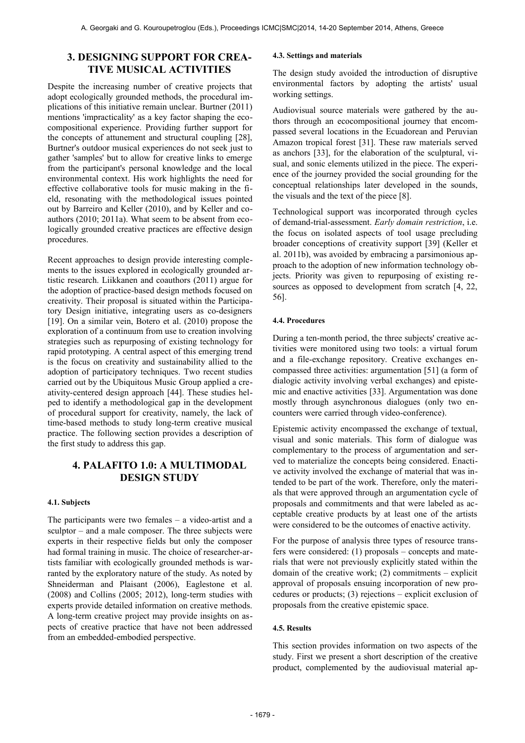## 3. DESIGNING SUPPORT FOR CREATIVE MUSICAL ACTIVITIES

Despite the increasing number of creative projects that adopt ecologically grounded methods, the procedural implications of this initiative remain unclear. Burtner (2011) mentions 'impracticality' as a key factor shaping the ecocompositional experience. Providing further support for the concepts of attunement and structural coupling [28], Burtner's outdoor musical experiences do not seek just to gather 'samples' but to allow for creative links to emerge from the participant's personal knowledge and the local environmental context. His work highlights the need for effective collaborative tools for music making in the field, resonating with the methodological issues pointed out by Barreiro and Keller (2010), and by Keller and coauthors (2010; 2011a). What seem to be absent from ecologically grounded creative practices are effective design procedures.

Recent approaches to design provide interesting complements to the issues explored in ecologically grounded artistic research. Liikkanen and coauthors (2011) argue for the adoption of practice-based design methods focused on creativity. Their proposal is situated within the Participatory Design initiative, integrating users as co-designers [19]. On a similar vein, Botero et al. (2010) propose the exploration of a continuum from use to creation involving strategies such as repurposing of existing technology for rapid prototyping. A central aspect of this emerging trend is the focus on creativity and sustainability allied to the adoption of participatory techniques. Two recent studies carried out by the Ubiquitous Music Group applied a creativity-centered design approach [44]. These studies helped to identify a methodological gap in the development of procedural support for creativity, namely, the lack of time-based methods to study long-term creative musical practice. The following section provides a description of the first study to address this gap.

## 4. PALAFITO 1.0: A MULTIMODAL DESIGN STUDY

### 4.1. Subjects

The participants were two females – a video-artist and a sculptor – and a male composer. The three subjects were experts in their respective fields but only the composer had formal training in music. The choice of researcher-artists familiar with ecologically grounded methods is warranted by the exploratory nature of the study. As noted by Shneiderman and Plaisant (2006), Eaglestone et al. (2008) and Collins (2005; 2012), long-term studies with experts provide detailed information on creative methods. A long-term creative project may provide insights on aspects of creative practice that have not been addressed from an embedded-embodied perspective.

### 4.3. Settings and materials

The design study avoided the introduction of disruptive environmental factors by adopting the artists' usual working settings.

Audiovisual source materials were gathered by the authors through an ecocompositional journey that encompassed several locations in the Ecuadorean and Peruvian Amazon tropical forest [31]. These raw materials served as anchors [33], for the elaboration of the sculptural, visual, and sonic elements utilized in the piece. The experience of the journey provided the social grounding for the conceptual relationships later developed in the sounds, the visuals and the text of the piece [8].

Technological support was incorporated through cycles of demand-trial-assessment. *Early domain restriction*, i.e. the focus on isolated aspects of tool usage precluding broader conceptions of creativity support [39] (Keller et al. 2011b), was avoided by embracing a parsimonious approach to the adoption of new information technology objects. Priority was given to repurposing of existing resources as opposed to development from scratch [4, 22, 56].

### 4.4. Procedures

During a ten-month period, the three subjects' creative activities were monitored using two tools: a virtual forum and a file-exchange repository. Creative exchanges encompassed three activities: argumentation [51] (a form of dialogic activity involving verbal exchanges) and epistemic and enactive activities [33]. Argumentation was done mostly through asynchronous dialogues (only two encounters were carried through video-conference).

Epistemic activity encompassed the exchange of textual, visual and sonic materials. This form of dialogue was complementary to the process of argumentation and served to materialize the concepts being considered. Enactive activity involved the exchange of material that was intended to be part of the work. Therefore, only the materials that were approved through an argumentation cycle of proposals and commitments and that were labeled as acceptable creative products by at least one of the artists were considered to be the outcomes of enactive activity.

For the purpose of analysis three types of resource transfers were considered: (1) proposals – concepts and materials that were not previously explicitly stated within the domain of the creative work; (2) commitments – explicit approval of proposals ensuing incorporation of new procedures or products; (3) rejections – explicit exclusion of proposals from the creative epistemic space.

### 4.5. Results

This section provides information on two aspects of the study. First we present a short description of the creative product, complemented by the audiovisual material ap-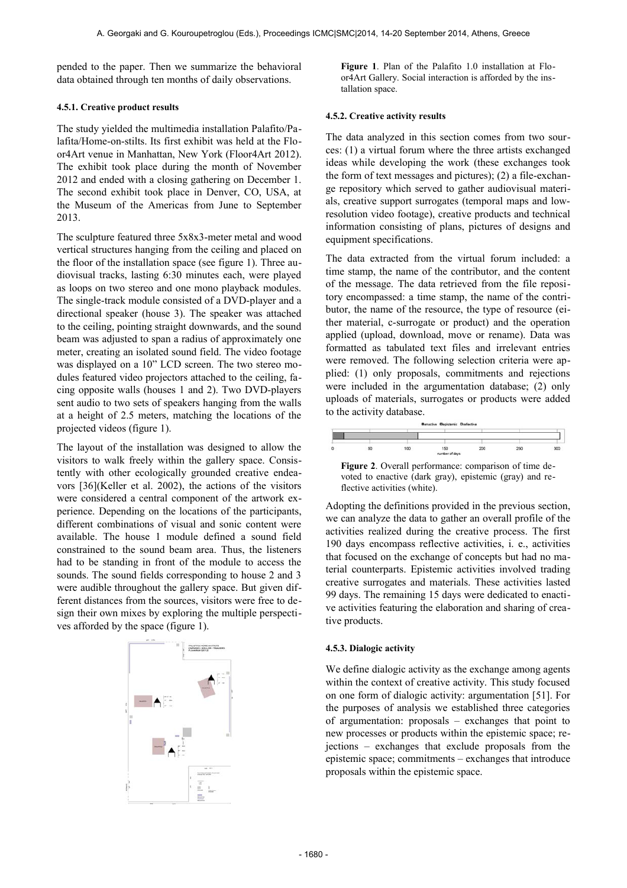pended to the paper. Then we summarize the behavioral data obtained through ten months of daily observations.

#### 4.5.1. Creative product results

The study yielded the multimedia installation Palafito/Palafita/Home-on-stilts. Its first exhibit was held at the Floor4Art venue in Manhattan, New York (Floor4Art 2012). The exhibit took place during the month of November 2012 and ended with a closing gathering on December 1. The second exhibit took place in Denver, CO, USA, at the Museum of the Americas from June to September 2013.

The sculpture featured three 5x8x3-meter metal and wood vertical structures hanging from the ceiling and placed on the floor of the installation space (see figure 1). Three audiovisual tracks, lasting 6:30 minutes each, were played as loops on two stereo and one mono playback modules. The single-track module consisted of a DVD-player and a directional speaker (house 3). The speaker was attached to the ceiling, pointing straight downwards, and the sound beam was adjusted to span a radius of approximately one meter, creating an isolated sound field. The video footage was displayed on a 10" LCD screen. The two stereo modules featured video projectors attached to the ceiling, facing opposite walls (houses 1 and 2). Two DVD-players sent audio to two sets of speakers hanging from the walls at a height of 2.5 meters, matching the locations of the projected videos (figure 1).

The layout of the installation was designed to allow the visitors to walk freely within the gallery space. Consistently with other ecologically grounded creative endeavors [36](Keller et al. 2002), the actions of the visitors were considered a central component of the artwork experience. Depending on the locations of the participants, different combinations of visual and sonic content were available. The house 1 module defined a sound field constrained to the sound beam area. Thus, the listeners had to be standing in front of the module to access the sounds. The sound fields corresponding to house 2 and 3 were audible throughout the gallery space. But given different distances from the sources, visitors were free to design their own mixes by exploring the multiple perspectives afforded by the space (figure 1).

**Figure 1**. Plan of the Palafito 1.0 installation at Floor4Art Gallery. Social interaction is afforded by the installation space.

#### 4.5.2. Creative activity results

The data analyzed in this section comes from two sources: (1) a virtual forum where the three artists exchanged ideas while developing the work (these exchanges took the form of text messages and pictures); (2) a file-exchange repository which served to gather audiovisual materials, creative support surrogates (temporal maps and low-resolution video footage), creative products and technical information consisting of plans, pictures of designs and equipment specifications.

The data extracted from the virtual forum included: a time stamp, the name of the contributor, and the content of the message. The data retrieved from the file repository encompassed: a time stamp, the name of the contributor, the name of the resource, the type of resource (either material, c-surrogate or product) and the operation applied (upload, download, move or rename). Data was formatted as tabulated text files and irrelevant entries were removed. The following selection criteria were applied: (1) only proposals, commitments and rejections were included in the argumentation database; (2) only uploads of materials, surrogates or products were added to the activity database.

**Figure 2**. Overall performance: comparison of time devoted to enactive (dark gray), epistemic (gray) and reflective activities (white).

Adopting the definitions provided in the previous section, we can analyze the data to gather an overall profile of the activities realized during the creative process. The first 190 days encompass reflective activities, i. e., activities that focused on the exchange of concepts but had no material counterparts. Epistemic activities involved trading creative surrogates and materials. These activities lasted 99 days. The remaining 15 days were dedicated to enactive activities featuring the elaboration and sharing of creative products.

#### 4.5.3. Dialogic activity

We define dialogic activity as the exchange among agents within the context of creative activity. This study focused on one form of dialogic activity: argumentation [51]. For the purposes of analysis we established three categories of argumentation: proposals – exchanges that point to new processes or products within the epistemic space; rejections – exchanges that exclude proposals from the epistemic space; commitments – exchanges that introduce proposals within the epistemic space.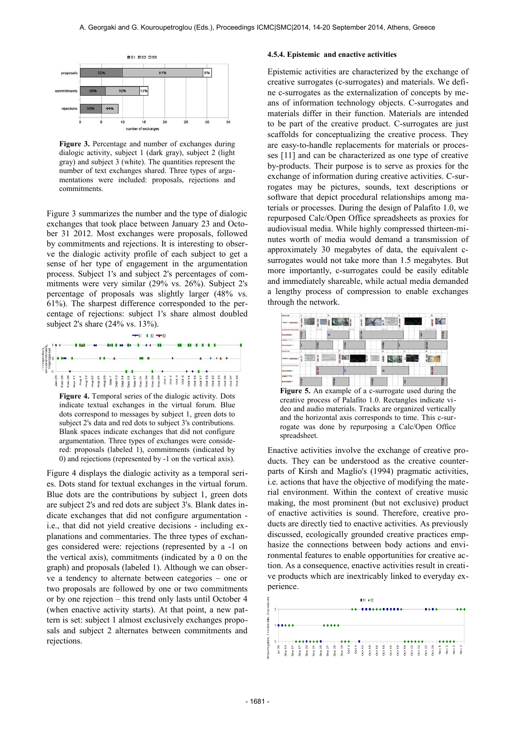**Figure 3.** Percentage and number of exchanges during dialogic activity, subject 1 (dark gray), subject 2 (light gray) and subject 3 (white). The quantities represent the number of text exchanges shared. Three types of argumentations were included: proposals, rejections and commitments.

Figure 3 summarizes the number and the type of dialogic exchanges that took place between January 23 and October 31 2012. Most exchanges were proposals, followed by commitments and rejections. It is interesting to observe the dialogic activity profile of each subject to get a sense of her type of engagement in the argumentation process. Subject 1's and subject 2's percentages of commitments were very similar (29% vs. 26%). Subject 2's percentage of proposals was slightly larger (48% vs. 61%). The sharpest difference corresponded to the percentage of rejections: subject 1's share almost doubled subject 2's share (24% vs. 13%).

**Figure 4.** Temporal series of the dialogic activity. Dots indicate textual exchanges in the virtual forum. Blue dots correspond to messages by subject 1, green dots to subject 2's data and red dots to subject 3's contributions. Blank spaces indicate exchanges that did not configure argumentation. Three types of exchanges were considered: proposals (labeled 1), commitments (indicated by 0) and rejections (represented by -1 on the vertical axis).

Figure 4 displays the dialogic activity as a temporal series. Dots stand for textual exchanges in the virtual forum. Blue dots are the contributions by subject 1, green dots are subject 2's and red dots are subject 3's. Blank dates indicate exchanges that did not configure argumentation - i.e., that did not yield creative decisions - including explanations and commentaries. The three types of exchanges considered were: rejections (represented by a -1 on the vertical axis), commitments (indicated by a 0 on the graph) and proposals (labeled 1). Although we can observe a tendency to alternate between categories – one or two proposals are followed by one or two commitments or by one rejection – this trend only lasts until October 4 (when enactive activity starts). At that point, a new pattern is set: subject 1 almost exclusively exchanges proposals and subject 2 alternates between commitments and rejections.

#### 4.5.4. Epistemic and enactive activities

Epistemic activities are characterized by the exchange of creative surrogates (c-surrogates) and materials. We define c-surrogates as the externalization of concepts by means of information technology objects. C-surrogates and materials differ in their function. Materials are intended to be part of the creative product. C-surrogates are just scaffolds for conceptualizing the creative process. They are easy-to-handle replacements for materials or processes [11] and can be characterized as one type of creative by-products. Their purpose is to serve as proxies for the exchange of information during creative activities. C-surrogates may be pictures, sounds, text descriptions or software that depict procedural relationships among materials or processes. During the design of Palafito 1.0, we repurposed Calc/Open Office spreadsheets as proxies for audiovisual media. While highly compressed thirteen-minutes worth of media would demand a transmission of approximately 30 megabytes of data, the equivalent c-surrogates would not take more than 1.5 megabytes. But more importantly, c-surrogates could be easily editable and immediately shareable, while actual media demanded a lengthy process of compression to enable exchanges through the network.

**Figure 5.** An example of a c-surrogate used during the creative process of Palafito 1.0. Rectangles indicate video and audio materials. Tracks are organized vertically and the horizontal axis corresponds to time. This c-surrogate was done by repurposing a Calc/Open Office spreadsheet.

Enactive activities involve the exchange of creative products. They can be understood as the creative counterparts of Kirsh and Maglio's (1994) pragmatic activities, i.e. actions that have the objective of modifying the material environment. Within the context of creative music making, the most prominent (but not exclusive) product of enactive activities is sound. Therefore, creative products are directly tied to enactive activities. As previously discussed, ecologically grounded creative practices emphasize the connections between body actions and environmental features to enable opportunities for creative action. As a consequence, enactive activities result in creative products which are inextricably linked to everyday experience.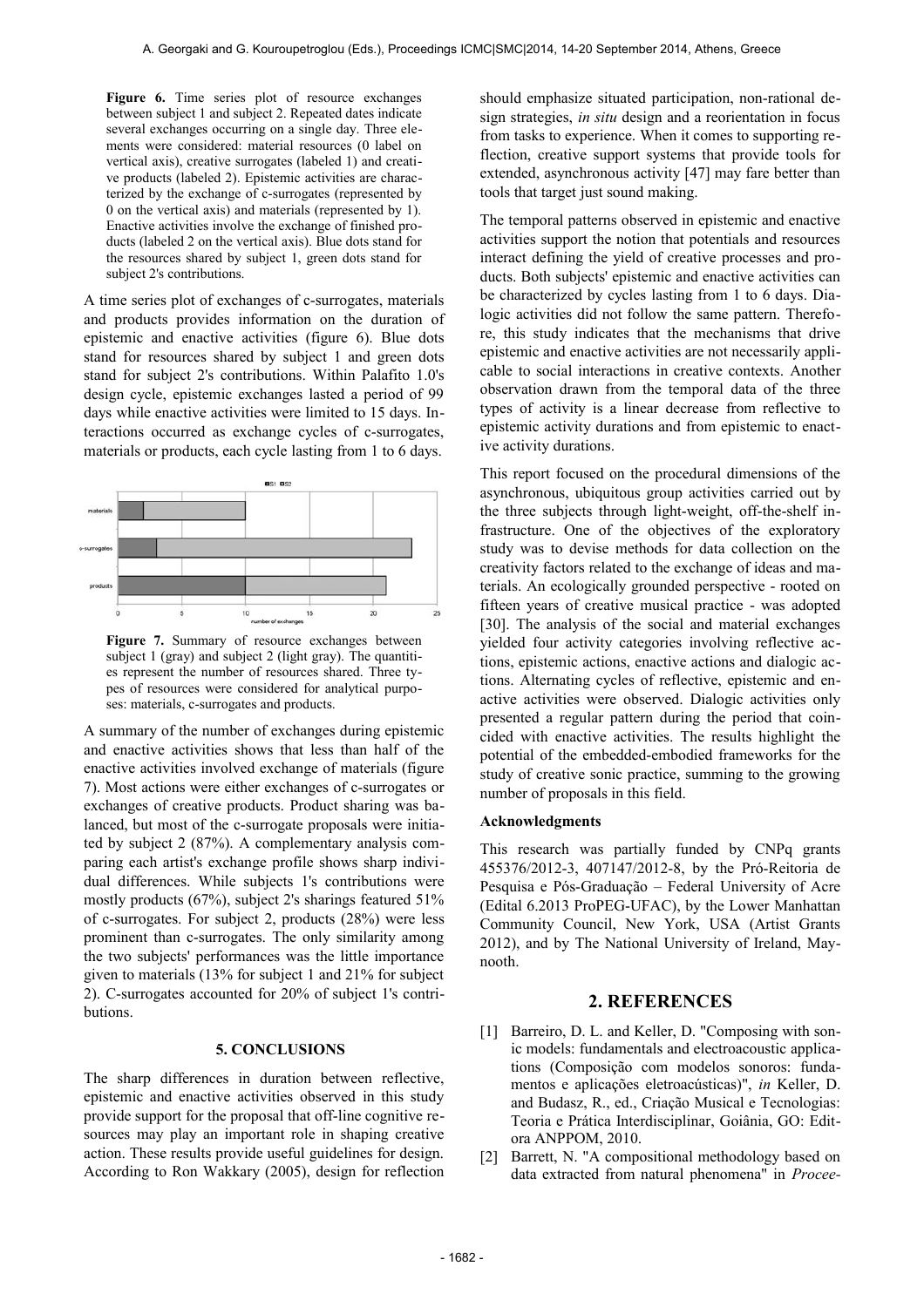**Figure 6.** Time series plot of resource exchanges between subject 1 and subject 2. Repeated dates indicate several exchanges occurring on a single day. Three elements were considered: material resources (0 label on vertical axis), creative surrogates (labeled 1) and creative products (labeled 2). Epistemic activities are characterized by the exchange of c-surrogates (represented by 0 on the vertical axis) and materials (represented by 1). Enactive activities involve the exchange of finished products (labeled 2 on the vertical axis). Blue dots stand for the resources shared by subject 1, green dots stand for subject 2's contributions.

A time series plot of exchanges of c-surrogates, materials and products provides information on the duration of epistemic and enactive activities (figure 6). Blue dots stand for resources shared by subject 1 and green dots stand for subject 2's contributions. Within Palafito 1.0's design cycle, epistemic exchanges lasted a period of 99 days while enactive activities were limited to 15 days. Interactions occurred as exchange cycles of c-surrogates, materials or products, each cycle lasting from 1 to 6 days.

**Figure 7.** Summary of resource exchanges between subject 1 (gray) and subject 2 (light gray). The quantities represent the number of resources shared. Three types of resources were considered for analytical purposes: materials, c-surrogates and products.

A summary of the number of exchanges during epistemic and enactive activities shows that less than half of the enactive activities involved exchange of materials (figure 7). Most actions were either exchanges of c-surrogates or exchanges of creative products. Product sharing was balanced, but most of the c-surrogate proposals were initiated by subject 2 (87%). A complementary analysis comparing each artist's exchange profile shows sharp individual differences. While subjects 1's contributions were mostly products (67%), subject 2's sharings featured 51% of c-surrogates. For subject 2, products (28%) were less prominent than c-surrogates. The only similarity among the two subjects' performances was the little importance given to materials (13% for subject 1 and 21% for subject 2). C-surrogates accounted for 20% of subject 1's contributions.

### 5. CONCLUSIONS

The sharp differences in duration between reflective, epistemic and enactive activities observed in this study provide support for the proposal that off-line cognitive resources may play an important role in shaping creative action. These results provide useful guidelines for design. According to Ron Wakkary (2005), design for reflection should emphasize situated participation, non-rational design strategies, *in situ* design and a reorientation in focus from tasks to experience. When it comes to supporting reflection, creative support systems that provide tools for extended, asynchronous activity [47] may fare better than tools that target just sound making.

The temporal patterns observed in epistemic and enactive activities support the notion that potentials and resources interact defining the yield of creative processes and products. Both subjects' epistemic and enactive activities can be characterized by cycles lasting from 1 to 6 days. Dialogic activities did not follow the same pattern. Therefore, this study indicates that the mechanisms that drive epistemic and enactive activities are not necessarily applicable to social interactions in creative contexts. Another observation drawn from the temporal data of the three types of activity is a linear decrease from reflective to epistemic activity durations and from epistemic to enactive activity durations.

This report focused on the procedural dimensions of the asynchronous, ubiquitous group activities carried out by the three subjects through light-weight, off-the-shelf infrastructure. One of the objectives of the exploratory study was to devise methods for data collection on the creativity factors related to the exchange of ideas and materials. An ecologically grounded perspective - rooted on fifteen years of creative musical practice - was adopted [30]. The analysis of the social and material exchanges yielded four activity categories involving reflective actions, epistemic actions, enactive actions and dialogic actions. Alternating cycles of reflective, epistemic and enactive activities were observed. Dialogic activities only presented a regular pattern during the period that coincided with enactive activities. The results highlight the potential of the embedded-embodied frameworks for the study of creative sonic practice, summing to the growing number of proposals in this field.

#### Acknowledgments

This research was partially funded by CNPq grants 455376/2012-3, 407147/2012-8, by the Pró-Reitoria de Pesquisa e Pós-Graduação – Federal University of Acre (Edital 6.2013 ProPEG-UFAC), by the Lower Manhattan Community Council, New York, USA (Artist Grants 2012), and by The National University of Ireland, Maynooth.

## 2. REFERENCES

[1] Barreiro, D. L. and Keller, D. "Composing with sonic models: fundamentals and electroacoustic applications (Composição com modelos sonoros: fundamentos e aplicações eletroacústicas)", *in* Keller, D. and Budasz, R., ed., Criação Musical e Tecnologias: Teoria e Prática Interdisciplinar, Goiânia, GO: Editora ANPPOM, 2010.

[2] Barrett, N. "A compositional methodology based on data extracted from natural phenomena" in *Procee-*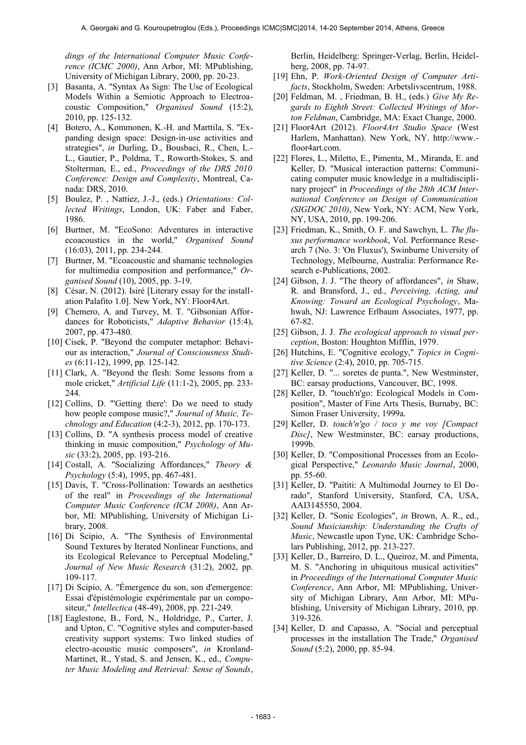*dings of the International Computer Music Conference (ICMC 2000)*, Ann Arbor, MI: MPublishing, University of Michigan Library, 2000, pp. 20-23.

[3] Basanta, A. "Syntax As Sign: The Use of Ecological Models Within a Semiotic Approach to Electroacoustic Composition," *Organised Sound* (15:2), 2010, pp. 125-132.

[4] Botero, A., Kommonen, K.-H. and Marttila, S. "Expanding design space: Design-in-use activities and strategies", *in* Durling, D., Bousbaci, R., Chen, L.-L., Gautier, P., Poldma, T., Roworth-Stokes, S. and Stolterman, E., ed., *Proceedings of the DRS 2010 Conference: Design and Complexity*, Montreal, Canada: DRS, 2010.

[5] Boulez, P. , Nattiez, J.-J., (eds.) *Orientations: Collected Writings*, London, UK: Faber and Faber, 1986.

[6] Burtner, M. "EcoSono: Adventures in interactive ecoacoustics in the world," *Organised Sound* (16:03), 2011, pp. 234-244.

[7] Burtner, M. "Ecoacoustic and shamanic technologies for multimedia composition and performance," *Organised Sound* (10), 2005, pp. 3-19.

[8] César, N. (2012). Isiré [Literary essay for the installation Palafito 1.0]. New York, NY: Floor4Art.

[9] Chemero, A. and Turvey, M. T. "Gibsonian Affordances for Roboticists," *Adaptive Behavior* (15:4), 2007, pp. 473-480.

[10] Cisek, P. "Beyond the computer metaphor: Behaviour as interaction," *Journal of Consciousness Studies* (6:11-12), 1999, pp. 125-142.

[11] Clark, A. "Beyond the flesh: Some lessons from a mole cricket," *Artificial Life* (11:1-2), 2005, pp. 233-244.

[12] Collins, D. "'Getting there': Do we need to study how people compose music?," *Journal of Music, Technology and Education* (4:2-3), 2012, pp. 170-173.

[13] Collins, D. "A synthesis process model of creative thinking in music composition," *Psychology of Music* (33:2), 2005, pp. 193-216.

[14] Costall, A. "Socializing Affordances," *Theory & Psychology* (5:4), 1995, pp. 467-481.

[15] Davis, T. "Cross-Pollination: Towards an aesthetics of the real" in *Proceedings of the International Computer Music Conference (ICM 2008)*, Ann Arbor, MI: MPublishing, University of Michigan Library, 2008.

[16] Di Scipio, A. "The Synthesis of Environmental Sound Textures by Iterated Nonlinear Functions, and its Ecological Relevance to Perceptual Modeling," *Journal of New Music Research* (31:2), 2002, pp. 109-117.

[17] Di Scipio, A. "Émergence du son, son d'emergence: Essai d'épistémologie expérimentale par un compositeur," *Intellectica* (48-49), 2008, pp. 221-249.

[18] Eaglestone, B., Ford, N., Holdridge, P., Carter, J. and Upton, C. "Cognitive styles and computer-based creativity support systems: Two linked studies of electro-acoustic music composers", *in* Kronland-Martinet, R., Ystad, S. and Jensen, K., ed., *Computer Music Modeling and Retrieval: Sense of Sounds*, Berlin, Heidelberg: Springer-Verlag, Berlin, Heidelberg, 2008, pp. 74-97.

[19] Ehn, P. *Work-Oriented Design of Computer Artifacts*, Stockholm, Sweden: Arbetslivscentrum, 1988.

[20] Feldman, M. , Friedman, B. H., (eds.) *Give My Regards to Eighth Street: Collected Writings of Morton Feldman*, Cambridge, MA: Exact Change, 2000.

[21] Floor4Art (2012). *Floor4Art Studio Space* (West Harlem, Manhattan). New York, NY. http://www.floor4art.com.

[22] Flores, L., Miletto, E., Pimenta, M., Miranda, E. and Keller, D. "Musical interaction patterns: Communicating computer music knowledge in a multidisciplinary project" in *Proceedings of the 28th ACM International Conference on Design of Communication (SIGDOC 2010)*, New York, NY: ACM, New York, NY, USA, 2010, pp. 199-206.

[23] Friedman, K., Smith, O. F. and Sawchyn, L. *The fluxus performance workbook*, Vol. Performance Research 7 (No. 3: 'On Fluxus'), Swinburne University of Technology, Melbourne, Australia: Performance Research e-Publications, 2002.

[24] Gibson, J. J. "The theory of affordances", *in* Shaw, R. and Bransford, J., ed., *Perceiving, Acting, and Knowing: Toward an Ecological Psychology*, Mahwah, NJ: Lawrence Erlbaum Associates, 1977, pp. 67-82.

[25] Gibson, J. J. *The ecological approach to visual perception*, Boston: Houghton Mifflin, 1979.

[26] Hutchins, E. "Cognitive ecology," *Topics in Cognitive Science* (2:4), 2010, pp. 705-715.

[27] Keller, D. "... soretes de punta.", New Westminster, BC: earsay productions, Vancouver, BC, 1998.

[28] Keller, D. "touch'n'go: Ecological Models in Composition", Master of Fine Arts Thesis, Burnaby, BC: Simon Fraser University, 1999a.

[29] Keller, D. *touch'n'go / toco y me voy [Compact Disc]*, New Westminster, BC: earsay productions, 1999b.

[30] Keller, D. "Compositional Processes from an Ecological Perspective," *Leonardo Music Journal*, 2000, pp. 55-60.

[31] Keller, D. "Paititi: A Multimodal Journey to El Dorado", Stanford University, Stanford, CA, USA, AAI3145550, 2004.

[32] Keller, D. "Sonic Ecologies", *in* Brown, A. R., ed., *Sound Musicianship: Understanding the Crafts of Music*, Newcastle upon Tyne, UK: Cambridge Scholars Publishing, 2012, pp. 213-227.

[33] Keller, D., Barreiro, D. L., Queiroz, M. and Pimenta, M. S. "Anchoring in ubiquitous musical activities" in *Proceedings of the International Computer Music Conference*, Ann Arbor, MI: MPublishing, University of Michigan Library, Ann Arbor, MI: MPublishing, University of Michigan Library, 2010, pp. 319-326.

[34] Keller, D. and Capasso, A. "Social and perceptual processes in the installation The Trade," *Organised Sound* (5:2), 2000, pp. 85-94.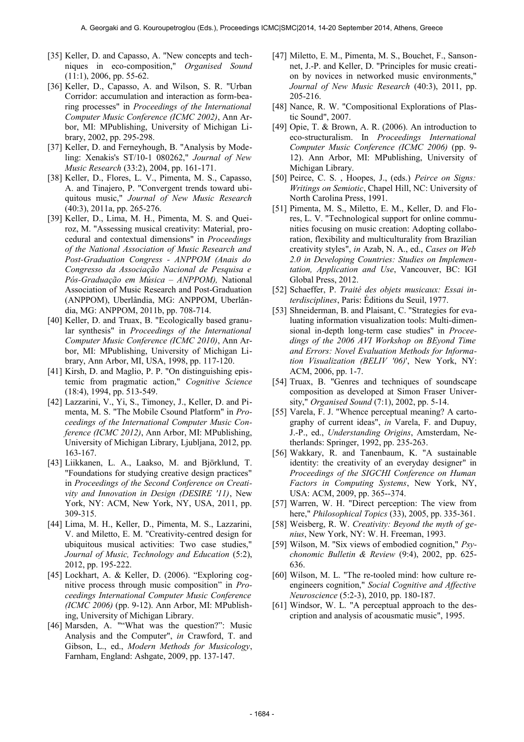[35] Keller, D. and Capasso, A. "New concepts and techniques in eco-composition," *Organised Sound* (11:1), 2006, pp. 55-62.

[36] Keller, D., Capasso, A. and Wilson, S. R. "Urban Corridor: accumulation and interaction as form-bearing processes" in *Proceedings of the International Computer Music Conference (ICMC 2002)*, Ann Arbor, MI: MPublishing, University of Michigan Library, 2002, pp. 295-298.

[37] Keller, D. and Ferneyhough, B. "Analysis by Modeling: Xenakis's ST/10-1 080262," *Journal of New Music Research* (33:2), 2004, pp. 161-171.

[38] Keller, D., Flores, L. V., Pimenta, M. S., Capasso, A. and Tinajero, P. "Convergent trends toward ubiquitous music," *Journal of New Music Research* (40:3), 2011a, pp. 265-276.

[39] Keller, D., Lima, M. H., Pimenta, M. S. and Queiroz, M. "Assessing musical creativity: Material, procedural and contextual dimensions" in *Proceedings of the National Association of Music Research and Post-Graduation Congress - ANPPOM (Anais do Congresso da Associação Nacional de Pesquisa e Pós-Graduação em Música – ANPPOM),* National Association of Music Research and Post-Graduation (ANPPOM), Uberlândia, MG: ANPPOM, Uberlândia, MG: ANPPOM, 2011b, pp. 708-714.

[40] Keller, D. and Truax, B. "Ecologically based granular synthesis" in *Proceedings of the International Computer Music Conference (ICMC 2010)*, Ann Arbor, MI: MPublishing, University of Michigan Library, Ann Arbor, MI, USA, 1998, pp. 117-120.

[41] Kirsh, D. and Maglio, P. P. "On distinguishing epistemic from pragmatic action," *Cognitive Science* (18:4), 1994, pp. 513-549.

[42] Lazzarini, V., Yi, S., Timoney, J., Keller, D. and Pimenta, M. S. "The Mobile Csound Platform" in *Proceedings of the International Computer Music Conference (ICMC 2012)*, Ann Arbor, MI: MPublishing, University of Michigan Library, Ljubljana, 2012, pp. 163-167.

[43] Liikkanen, L. A., Laakso, M. and Björklund, T. "Foundations for studying creative design practices" in *Proceedings of the Second Conference on Creativity and Innovation in Design (DESIRE '11)*, New York, NY: ACM, New York, NY, USA, 2011, pp. 309-315.

[44] Lima, M. H., Keller, D., Pimenta, M. S., Lazzarini, V. and Miletto, E. M. "Creativity-centred design for ubiquitous musical activities: Two case studies," *Journal of Music, Technology and Education* (5:2), 2012, pp. 195-222.

[45] Lockhart, A. & Keller, D. (2006). "Exploring cognitive process through music composition" in *Proceedings International Computer Music Conference (ICMC 2006)* (pp. 9-12). Ann Arbor, MI: MPublishing, University of Michigan Library.

[46] Marsden, A. ""What was the question?": Music Analysis and the Computer", *in* Crawford, T. and Gibson, L., ed., *Modern Methods for Musicology*, Farnham, England: Ashgate, 2009, pp. 137-147.

[47] Miletto, E. M., Pimenta, M. S., Bouchet, F., Sansonnet, J.-P. and Keller, D. "Principles for music creation by novices in networked music environments," *Journal of New Music Research* (40:3), 2011, pp. 205-216.

[48] Nance, R. W. "Compositional Explorations of Plastic Sound", 2007.

[49] Opie, T. & Brown, A. R. (2006). An introduction to eco-structuralism. In *Proceedings International Computer Music Conference (ICMC 2006)* (pp. 9-12). Ann Arbor, MI: MPublishing, University of Michigan Library.

[50] Peirce, C. S. , Hoopes, J., (eds.) *Peirce on Signs: Writings on Semiotic*, Chapel Hill, NC: University of North Carolina Press, 1991.

[51] Pimenta, M. S., Miletto, E. M., Keller, D. and Flores, L. V. "Technological support for online communities focusing on music creation: Adopting collaboration, flexibility and multiculturality from Brazilian creativity styles", *in* Azab, N. A., ed., *Cases on Web 2.0 in Developing Countries: Studies on Implementation, Application and Use*, Vancouver, BC: IGI Global Press, 2012.

[52] Schaeffer, P. *Traité des objets musicaux: Essai interdisciplines*, Paris: Éditions du Seuil, 1977.

[53] Shneiderman, B. and Plaisant, C. "Strategies for evaluating information visualization tools: Multi-dimensional in-depth long-term case studies" in *Proceedings of the 2006 AVI Workshop on BEyond Time and Errors: Novel Evaluation Methods for Information Visualization (BELIV '06)*', New York, NY: ACM, 2006, pp. 1-7.

[54] Truax, B. "Genres and techniques of soundscape composition as developed at Simon Fraser University," *Organised Sound* (7:1), 2002, pp. 5-14.

[55] Varela, F. J. "Whence perceptual meaning? A cartography of current ideas", *in* Varela, F. and Dupuy, J.-P., ed., *Understanding Origins*, Amsterdam, Netherlands: Springer, 1992, pp. 235-263.

[56] Wakkary, R. and Tanenbaum, K. "A sustainable identity: the creativity of an everyday designer" in *Proceedings of the SIGCHI Conference on Human Factors in Computing Systems*, New York, NY, USA: ACM, 2009, pp. 365--374.

[57] Warren, W. H. "Direct perception: The view from here," *Philosophical Topics* (33), 2005, pp. 335-361.

[58] Weisberg, R. W. *Creativity: Beyond the myth of genius*, New York, NY: W. H. Freeman, 1993.

[59] Wilson, M. "Six views of embodied cognition," *Psychonomic Bulletin & Review* (9:4), 2002, pp. 625-636.

[60] Wilson, M. L. "The re-tooled mind: how culture re-engineers cognition," *Social Cognitive and Affective Neuroscience* (5:2-3), 2010, pp. 180-187.

[61] Windsor, W. L. "A perceptual approach to the description and analysis of acousmatic music", 1995.